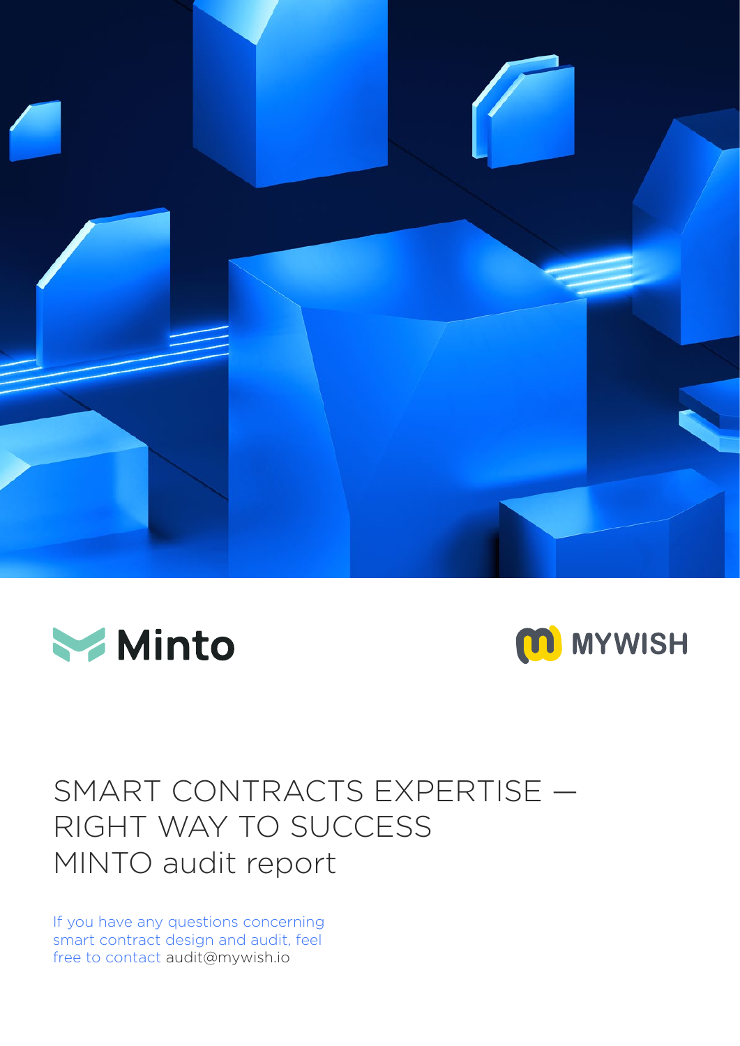Minto

MYWISH

# SMART CONTRACTS EXPERTISE — RIGHT WAY TO SUCCESS MINTO audit report

If you have any questions concerning smart contract design and audit, feel free to contact audit@mywish.io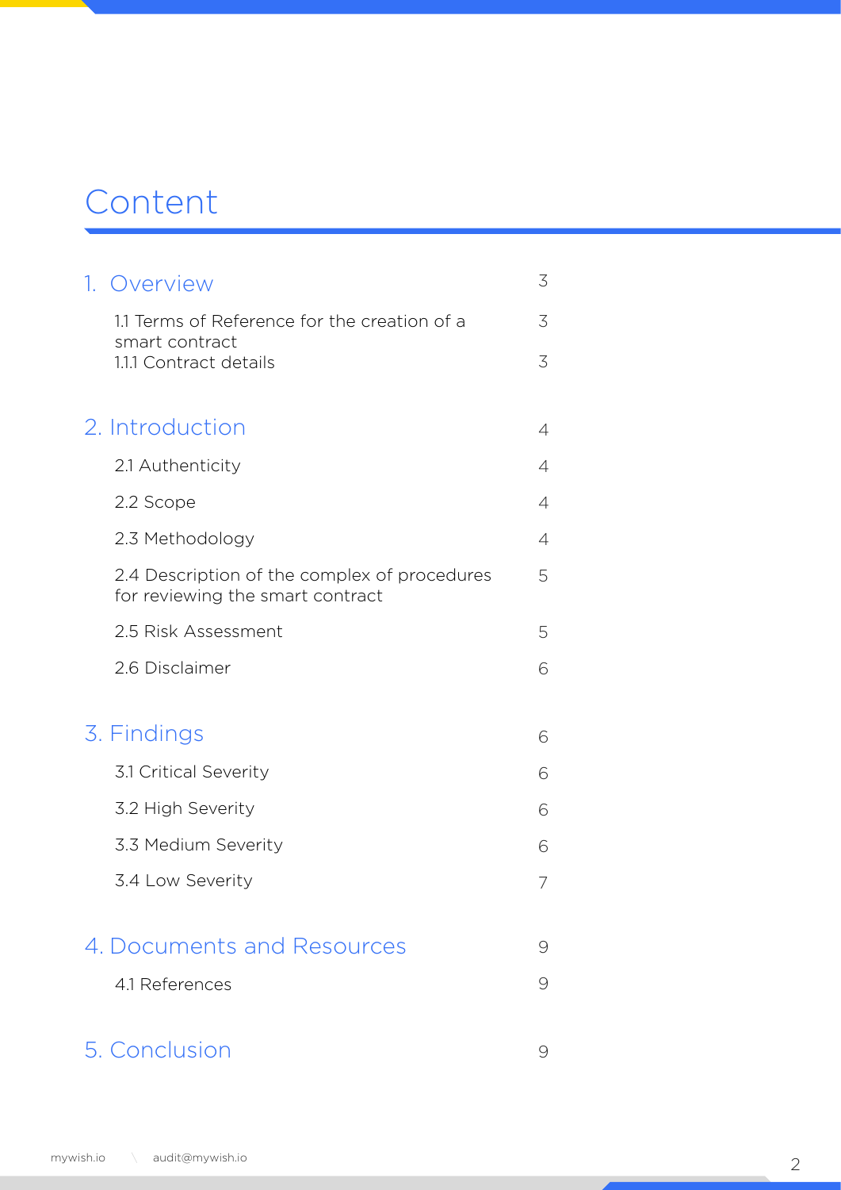# Content

| | |
|---|---|
| 1. Overview | 3 |
| 1.1 Terms of Reference for the creation of a smart contract | 3 |
| 1.1.1 Contract details | 3 |
| 2. Introduction | 4 |
| 2.1 Authenticity | 4 |
| 2.2 Scope | 4 |
| 2.3 Methodology | 4 |
| 2.4 Description of the complex of procedures for reviewing the smart contract | 5 |
| 2.5 Risk Assessment | 5 |
| 2.6 Disclaimer | 6 |
| 3. Findings | 6 |
| 3.1 Critical Severity | 6 |
| 3.2 High Severity | 6 |
| 3.3 Medium Severity | 6 |
| 3.4 Low Severity | 7 |
| 4. Documents and Resources | 9 |
| 4.1 References | 9 |
| 5. Conclusion | 9 |

mywish.io \ audit@mywish.io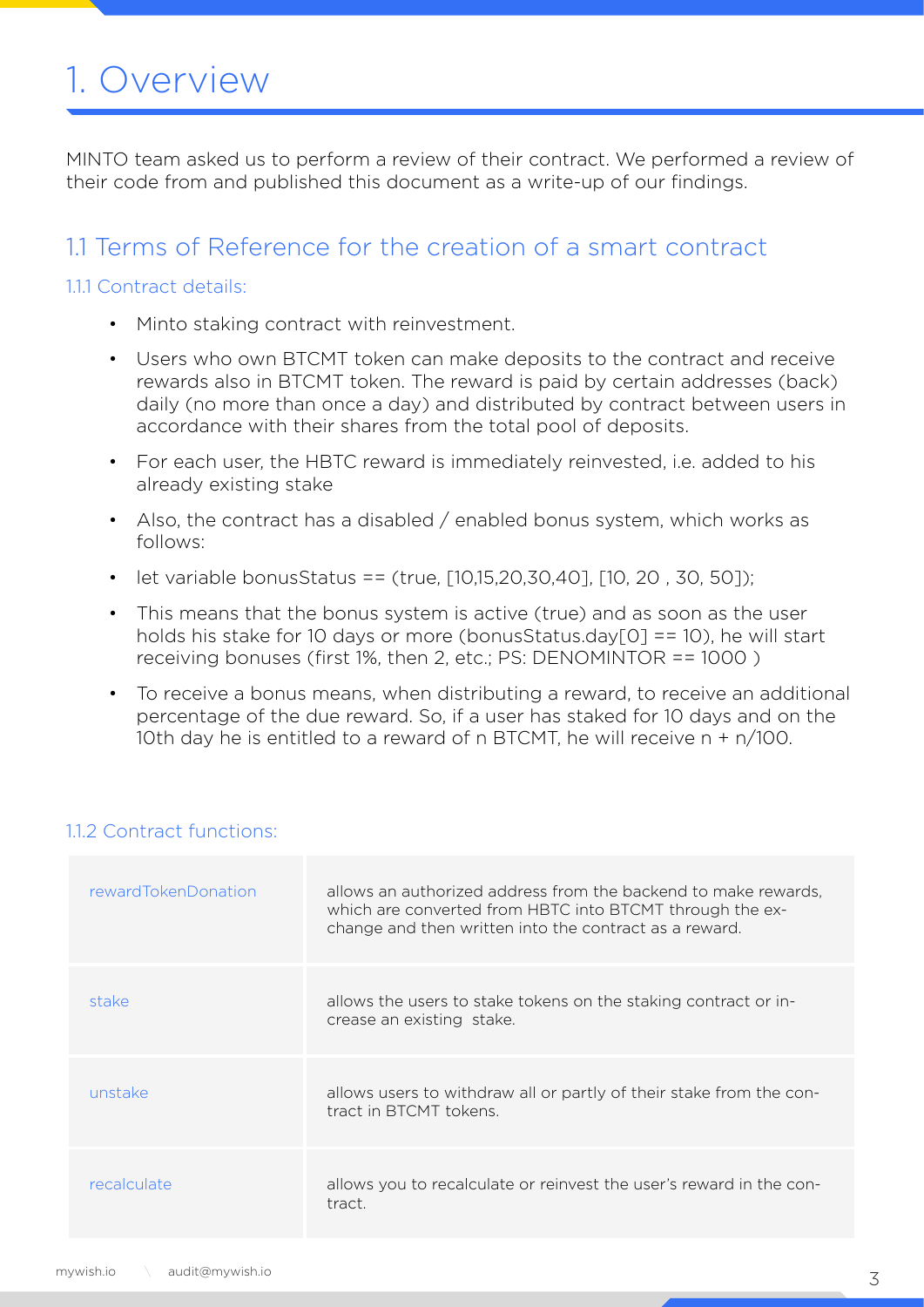# 1. Overview

MINTO team asked us to perform a review of their contract. We performed a review of their code from and published this document as a write-up of our findings.

## 1.1 Terms of Reference for the creation of a smart contract

### 1.1.1 Contract details:

- Minto staking contract with reinvestment.
- Users who own BTCMT token can make deposits to the contract and receive rewards also in BTCMT token. The reward is paid by certain addresses (back) daily (no more than once a day) and distributed by contract between users in accordance with their shares from the total pool of deposits.
- For each user, the HBTC reward is immediately reinvested, i.e. added to his already existing stake
- Also, the contract has a disabled / enabled bonus system, which works as follows:
- let variable bonusStatus == (true, [10,15,20,30,40], [10, 20 , 30, 50]);
- This means that the bonus system is active (true) and as soon as the user holds his stake for 10 days or more (bonusStatus.day[0] == 10), he will start receiving bonuses (first 1%, then 2, etc.; PS: DENOMINTOR == 1000 )
- To receive a bonus means, when distributing a reward, to receive an additional percentage of the due reward. So, if a user has staked for 10 days and on the 10th day he is entitled to a reward of n BTCMT, he will receive n + n/100.

### 1.1.2 Contract functions:

| | |
|---|---|
| rewardTokenDonation | allows an authorized address from the backend to make rewards, which are converted from HBTC into BTCMT through the exchange and then written into the contract as a reward. |
| stake | allows the users to stake tokens on the staking contract or increase an existing stake. |
| unstake | allows users to withdraw all or partly of their stake from the contract in BTCMT tokens. |
| recalculate | allows you to recalculate or reinvest the user's reward in the contract. |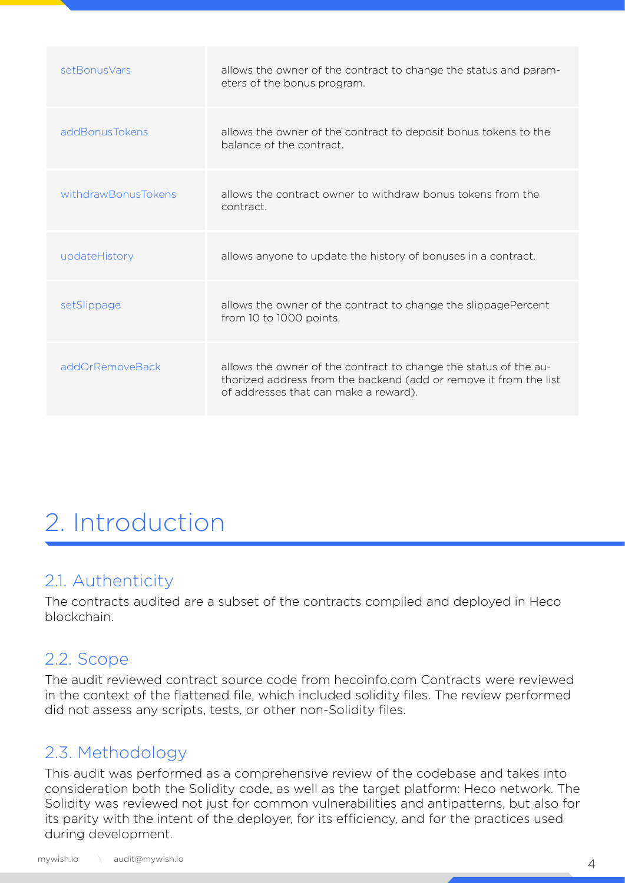| | |
|---|---|
| setBonusVars | allows the owner of the contract to change the status and parameters of the bonus program. |
| addBonusTokens | allows the owner of the contract to deposit bonus tokens to the balance of the contract. |
| withdrawBonusTokens | allows the contract owner to withdraw bonus tokens from the contract. |
| updateHistory | allows anyone to update the history of bonuses in a contract. |
| setSlippage | allows the owner of the contract to change the slippagePercent from 10 to 1000 points. |
| addOrRemoveBack | allows the owner of the contract to change the status of the authorized address from the backend (add or remove it from the list of addresses that can make a reward). |

# 2. Introduction

## 2.1. Authenticity

The contracts audited are a subset of the contracts compiled and deployed in Heco blockchain.

## 2.2. Scope

The audit reviewed contract source code from hecoinfo.com Contracts were reviewed in the context of the flattened file, which included solidity files. The review performed did not assess any scripts, tests, or other non-Solidity files.

## 2.3. Methodology

This audit was performed as a comprehensive review of the codebase and takes into consideration both the Solidity code, as well as the target platform: Heco network. The Solidity was reviewed not just for common vulnerabilities and antipatterns, but also for its parity with the intent of the deployer, for its efficiency, and for the practices used during development.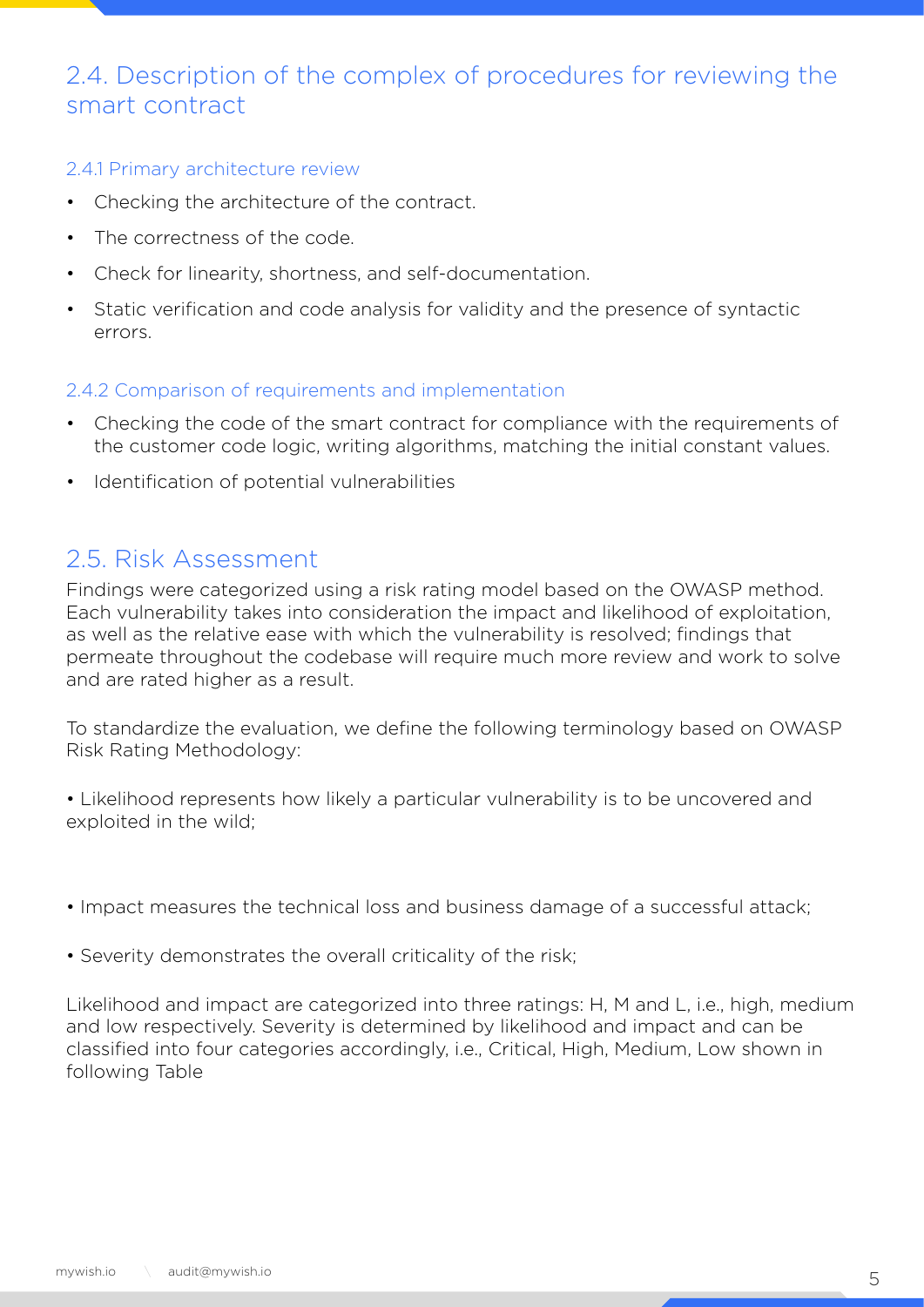## 2.4. Description of the complex of procedures for reviewing the smart contract

### 2.4.1 Primary architecture review

- Checking the architecture of the contract.
- The correctness of the code.
- Check for linearity, shortness, and self-documentation.
- Static verification and code analysis for validity and the presence of syntactic errors.

### 2.4.2 Comparison of requirements and implementation

- Checking the code of the smart contract for compliance with the requirements of the customer code logic, writing algorithms, matching the initial constant values.
- Identification of potential vulnerabilities

## 2.5. Risk Assessment

Findings were categorized using a risk rating model based on the OWASP method. Each vulnerability takes into consideration the impact and likelihood of exploitation, as well as the relative ease with which the vulnerability is resolved; findings that permeate throughout the codebase will require much more review and work to solve and are rated higher as a result.

To standardize the evaluation, we define the following terminology based on OWASP Risk Rating Methodology:

• Likelihood represents how likely a particular vulnerability is to be uncovered and exploited in the wild;

• Impact measures the technical loss and business damage of a successful attack;

• Severity demonstrates the overall criticality of the risk;

Likelihood and impact are categorized into three ratings: H, M and L, i.e., high, medium and low respectively. Severity is determined by likelihood and impact and can be classified into four categories accordingly, i.e., Critical, High, Medium, Low shown in following Table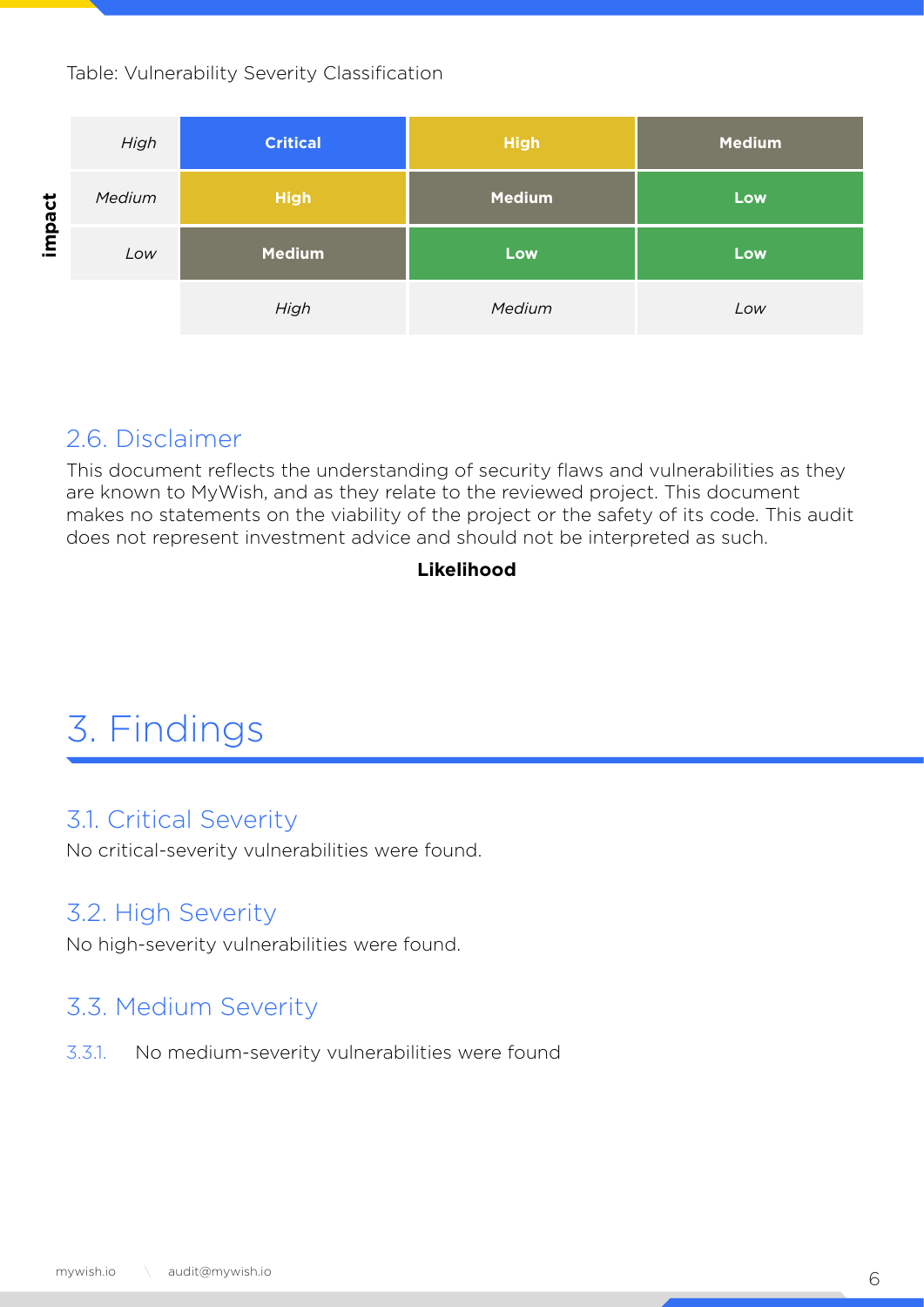Table: Vulnerability Severity Classification

| Impact \ Likelihood | High | Medium | Low |
|---|---|---|---|
| *High* | Critical | High | Medium |
| *Medium* | High | Medium | Low |
| *Low* | Medium | Low | Low |

## 2.6. Disclaimer

This document reflects the understanding of security flaws and vulnerabilities as they are known to MyWish, and as they relate to the reviewed project. This document makes no statements on the viability of the project or the safety of its code. This audit does not represent investment advice and should not be interpreted as such.

# 3. Findings

## 3.1. Critical Severity

No critical-severity vulnerabilities were found.

## 3.2. High Severity

No high-severity vulnerabilities were found.

## 3.3. Medium Severity

3.3.1. No medium-severity vulnerabilities were found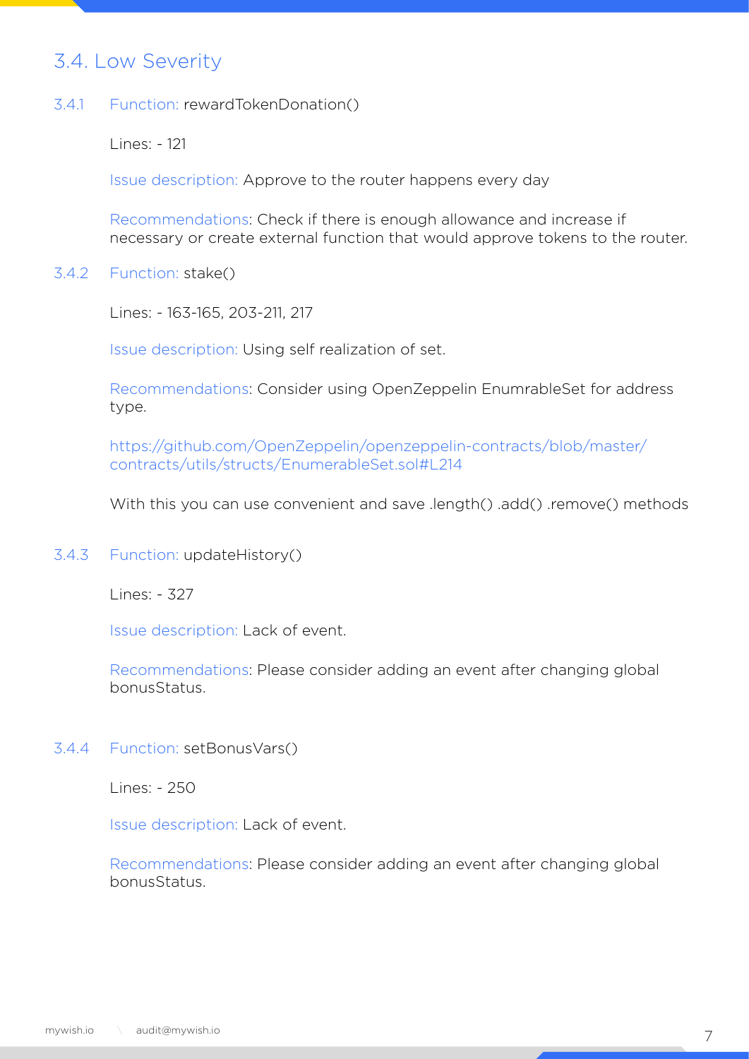## 3.4. Low Severity

### 3.4.1 Function: rewardTokenDonation()

Lines: - 121

Issue description: Approve to the router happens every day

Recommendations: Check if there is enough allowance and increase if necessary or create external function that would approve tokens to the router.

### 3.4.2 Function: stake()

Lines: - 163-165, 203-211, 217

Issue description: Using self realization of set.

Recommendations: Consider using OpenZeppelin EnumrableSet for address type.

https://github.com/OpenZeppelin/openzeppelin-contracts/blob/master/contracts/utils/structs/EnumerableSet.sol#L214

With this you can use convenient and save .length() .add() .remove() methods

### 3.4.3 Function: updateHistory()

Lines: - 327

Issue description: Lack of event.

Recommendations: Please consider adding an event after changing global bonusStatus.

### 3.4.4 Function: setBonusVars()

Lines: - 250

Issue description: Lack of event.

Recommendations: Please consider adding an event after changing global bonusStatus.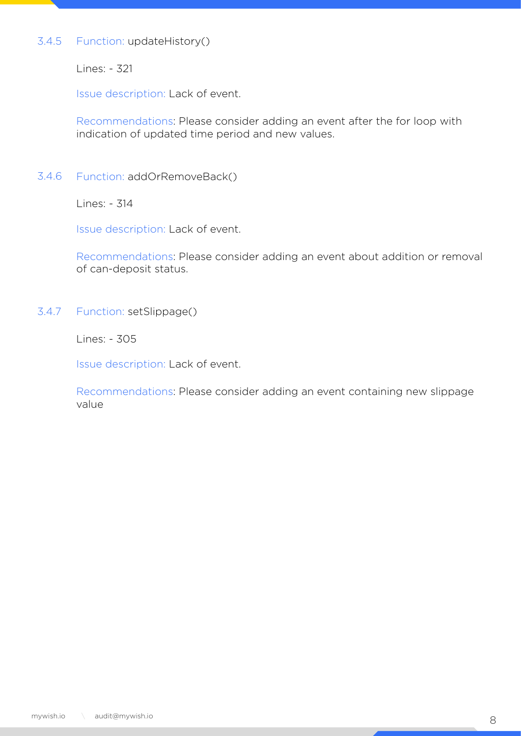### 3.4.5 Function: updateHistory()

Lines: - 321

Issue description: Lack of event.

Recommendations: Please consider adding an event after the for loop with indication of updated time period and new values.

### 3.4.6 Function: addOrRemoveBack()

Lines: - 314

Issue description: Lack of event.

Recommendations: Please consider adding an event about addition or removal of can-deposit status.

### 3.4.7 Function: setSlippage()

Lines: - 305

Issue description: Lack of event.

Recommendations: Please consider adding an event containing new slippage value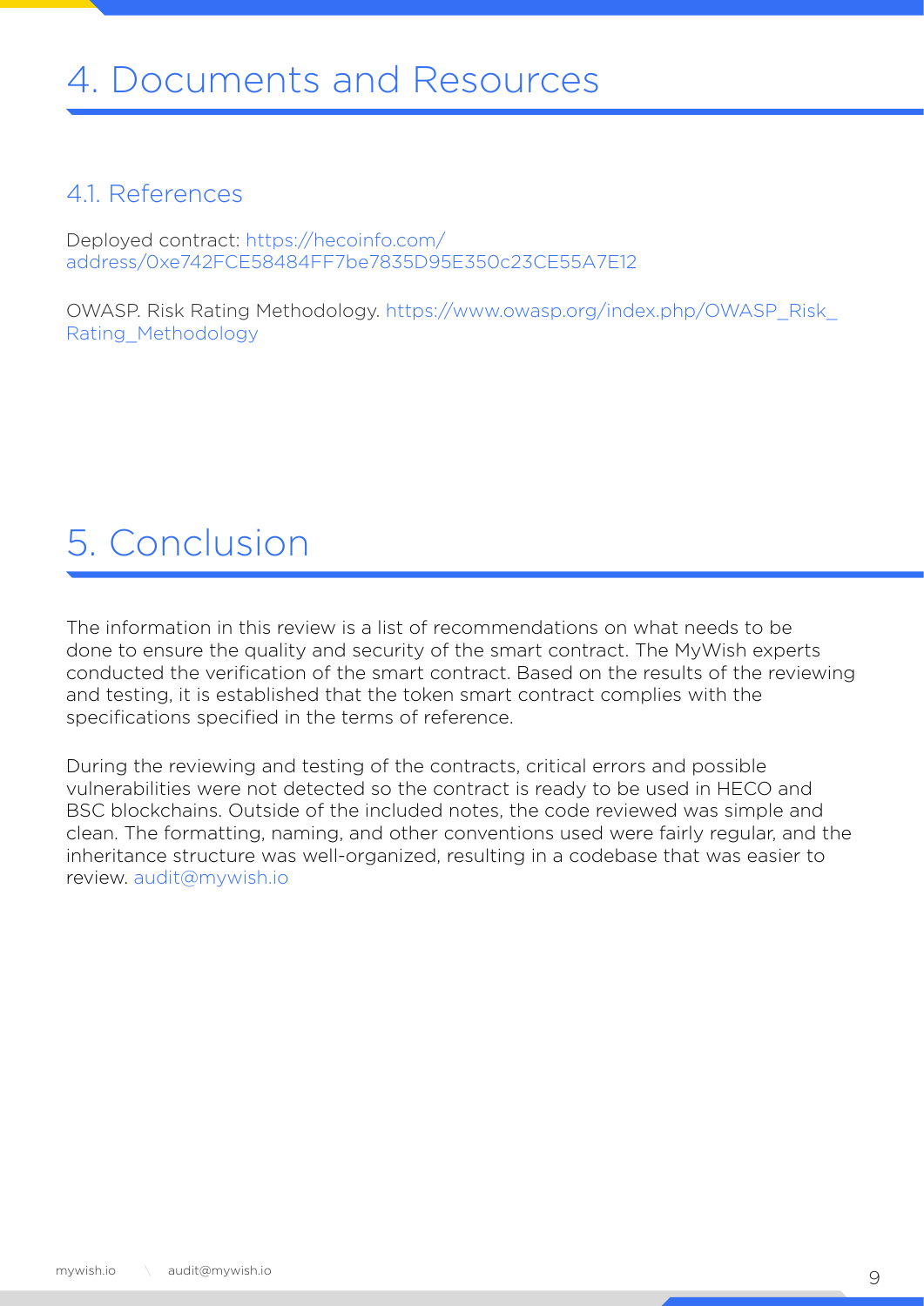# 4. Documents and Resources

## 4.1. References

Deployed contract: https://hecoinfo.com/address/0xe742FCE58484FF7be7835D95E350c23CE55A7E12

OWASP. Risk Rating Methodology. https://www.owasp.org/index.php/OWASP_Risk_Rating_Methodology

# 5. Conclusion

The information in this review is a list of recommendations on what needs to be done to ensure the quality and security of the smart contract. The MyWish experts conducted the verification of the smart contract. Based on the results of the reviewing and testing, it is established that the token smart contract complies with the specifications specified in the terms of reference.

During the reviewing and testing of the contracts, critical errors and possible vulnerabilities were not detected so the contract is ready to be used in HECO and BSC blockchains. Outside of the included notes, the code reviewed was simple and clean. The formatting, naming, and other conventions used were fairly regular, and the inheritance structure was well-organized, resulting in a codebase that was easier to review. audit@mywish.io